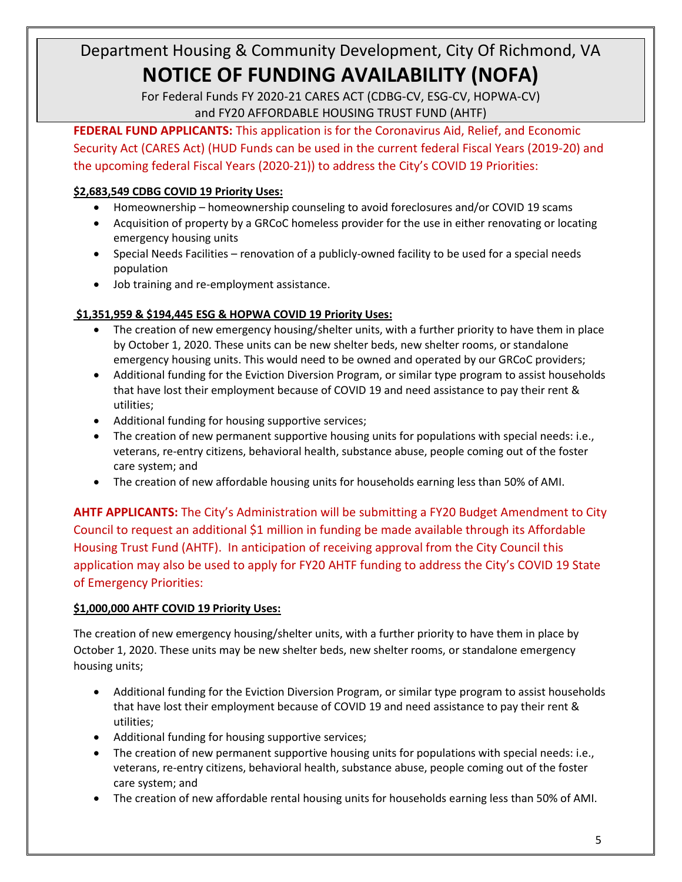# Department Housing & Community Development, City Of Richmond, VA

# NOTICE OF FUNDING AVAILABILITY (NOFA)

For Federal Funds FY 2020-21 CARES ACT (CDBG-CV, ESG-CV, HOPWA-CV)
and FY20 AFFORDABLE HOUSING TRUST FUND (AHTF)

**FEDERAL FUND APPLICANTS:** This application is for the Coronavirus Aid, Relief, and Economic Security Act (CARES Act) (HUD Funds can be used in the current federal Fiscal Years (2019-20) and the upcoming federal Fiscal Years (2020-21)) to address the City's COVID 19 Priorities:

**$2,683,549 CDBG COVID 19 Priority Uses:**

- Homeownership – homeownership counseling to avoid foreclosures and/or COVID 19 scams
- Acquisition of property by a GRCoC homeless provider for the use in either renovating or locating emergency housing units
- Special Needs Facilities – renovation of a publicly-owned facility to be used for a special needs population
- Job training and re-employment assistance.

**$1,351,959 & $194,445 ESG & HOPWA COVID 19 Priority Uses:**

- The creation of new emergency housing/shelter units, with a further priority to have them in place by October 1, 2020. These units can be new shelter beds, new shelter rooms, or standalone emergency housing units. This would need to be owned and operated by our GRCoC providers;
- Additional funding for the Eviction Diversion Program, or similar type program to assist households that have lost their employment because of COVID 19 and need assistance to pay their rent & utilities;
- Additional funding for housing supportive services;
- The creation of new permanent supportive housing units for populations with special needs: i.e., veterans, re-entry citizens, behavioral health, substance abuse, people coming out of the foster care system; and
- The creation of new affordable housing units for households earning less than 50% of AMI.

**AHTF APPLICANTS:** The City's Administration will be submitting a FY20 Budget Amendment to City Council to request an additional $1 million in funding be made available through its Affordable Housing Trust Fund (AHTF). In anticipation of receiving approval from the City Council this application may also be used to apply for FY20 AHTF funding to address the City's COVID 19 State of Emergency Priorities:

**$1,000,000 AHTF COVID 19 Priority Uses:**

The creation of new emergency housing/shelter units, with a further priority to have them in place by October 1, 2020. These units may be new shelter beds, new shelter rooms, or standalone emergency housing units;

- Additional funding for the Eviction Diversion Program, or similar type program to assist households that have lost their employment because of COVID 19 and need assistance to pay their rent & utilities;
- Additional funding for housing supportive services;
- The creation of new permanent supportive housing units for populations with special needs: i.e., veterans, re-entry citizens, behavioral health, substance abuse, people coming out of the foster care system; and
- The creation of new affordable rental housing units for households earning less than 50% of AMI.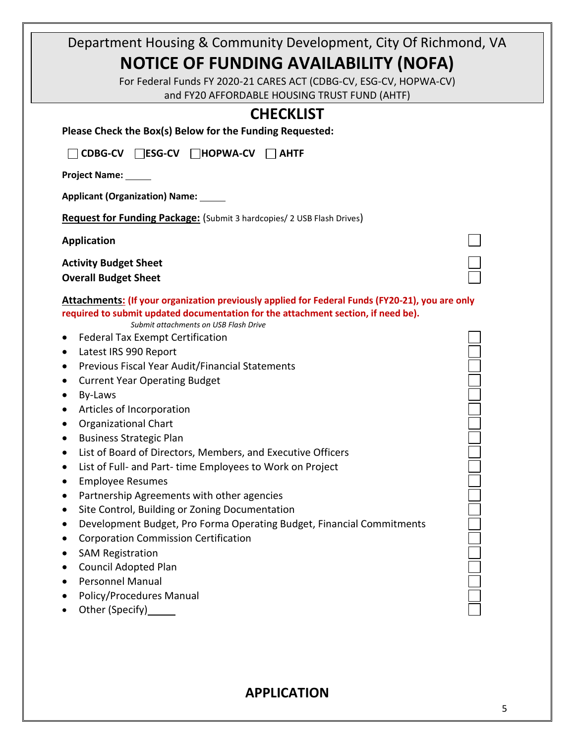Department Housing & Community Development, City Of Richmond, VA

# NOTICE OF FUNDING AVAILABILITY (NOFA)

For Federal Funds FY 2020-21 CARES ACT (CDBG-CV, ESG-CV, HOPWA-CV)
and FY20 AFFORDABLE HOUSING TRUST FUND (AHTF)

## CHECKLIST

**Please Check the Box(s) Below for the Funding Requested:**

☐ **CDBG-CV** ☐ **ESG-CV** ☐ **HOPWA-CV** ☐ **AHTF**

**Project Name:** _____

**Applicant (Organization) Name:** _____

**Request for Funding Package:** (Submit 3 hardcopies/ 2 USB Flash Drives)

**Application** ☐

**Activity Budget Sheet** ☐

**Overall Budget Sheet** ☐

**Attachments:** **(If your organization previously applied for Federal Funds (FY20-21), you are only required to submit updated documentation for the attachment section, if need be).**

*Submit attachments on USB Flash Drive*

- Federal Tax Exempt Certification ☐
- Latest IRS 990 Report ☐
- Previous Fiscal Year Audit/Financial Statements ☐
- Current Year Operating Budget ☐
- By-Laws ☐
- Articles of Incorporation ☐
- Organizational Chart ☐
- Business Strategic Plan ☐
- List of Board of Directors, Members, and Executive Officers ☐
- List of Full- and Part- time Employees to Work on Project ☐
- Employee Resumes ☐
- Partnership Agreements with other agencies ☐
- Site Control, Building or Zoning Documentation ☐
- Development Budget, Pro Forma Operating Budget, Financial Commitments ☐
- Corporation Commission Certification ☐
- SAM Registration ☐
- Council Adopted Plan ☐
- Personnel Manual ☐
- Policy/Procedures Manual ☐
- Other (Specify)_____ ☐

## APPLICATION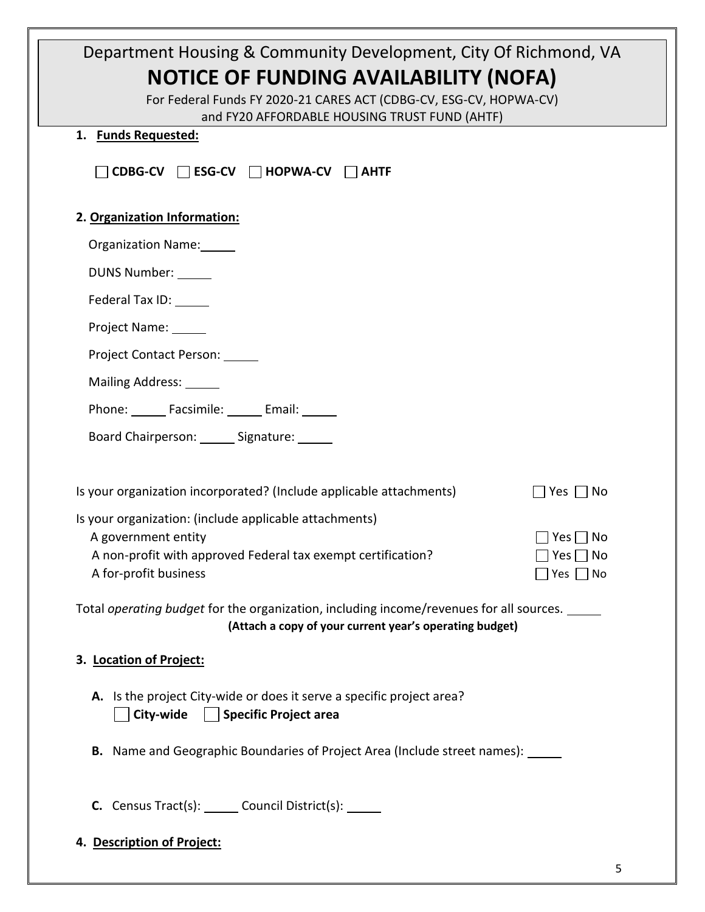# Department Housing & Community Development, City Of Richmond, VA

## NOTICE OF FUNDING AVAILABILITY (NOFA)

For Federal Funds FY 2020-21 CARES ACT (CDBG-CV, ESG-CV, HOPWA-CV)
and FY20 AFFORDABLE HOUSING TRUST FUND (AHTF)

**1. Funds Requested:**

☐ **CDBG-CV** ☐ **ESG-CV** ☐ **HOPWA-CV** ☐ **AHTF**

**2. Organization Information:**

Organization Name: \_\_\_\_\_

DUNS Number: \_\_\_\_\_

Federal Tax ID: \_\_\_\_\_

Project Name: \_\_\_\_\_

Project Contact Person: \_\_\_\_\_

Mailing Address: \_\_\_\_\_

Phone: \_\_\_\_\_ Facsimile: \_\_\_\_\_ Email: \_\_\_\_\_

Board Chairperson: \_\_\_\_\_ Signature: \_\_\_\_\_

Is your organization incorporated? (Include applicable attachments) ☐ Yes ☐ No

Is your organization: (include applicable attachments)

A government entity ☐ Yes ☐ No

A non-profit with approved Federal tax exempt certification? ☐ Yes ☐ No

A for-profit business ☐ Yes ☐ No

Total *operating budget* for the organization, including income/revenues for all sources. \_\_\_\_\_

**(Attach a copy of your current year's operating budget)**

**3. Location of Project:**

**A.** Is the project City-wide or does it serve a specific project area?

☐ **City-wide** ☐ **Specific Project area**

**B.** Name and Geographic Boundaries of Project Area (Include street names): \_\_\_\_\_

**C.** Census Tract(s): \_\_\_\_\_ Council District(s): \_\_\_\_\_

**4. Description of Project:**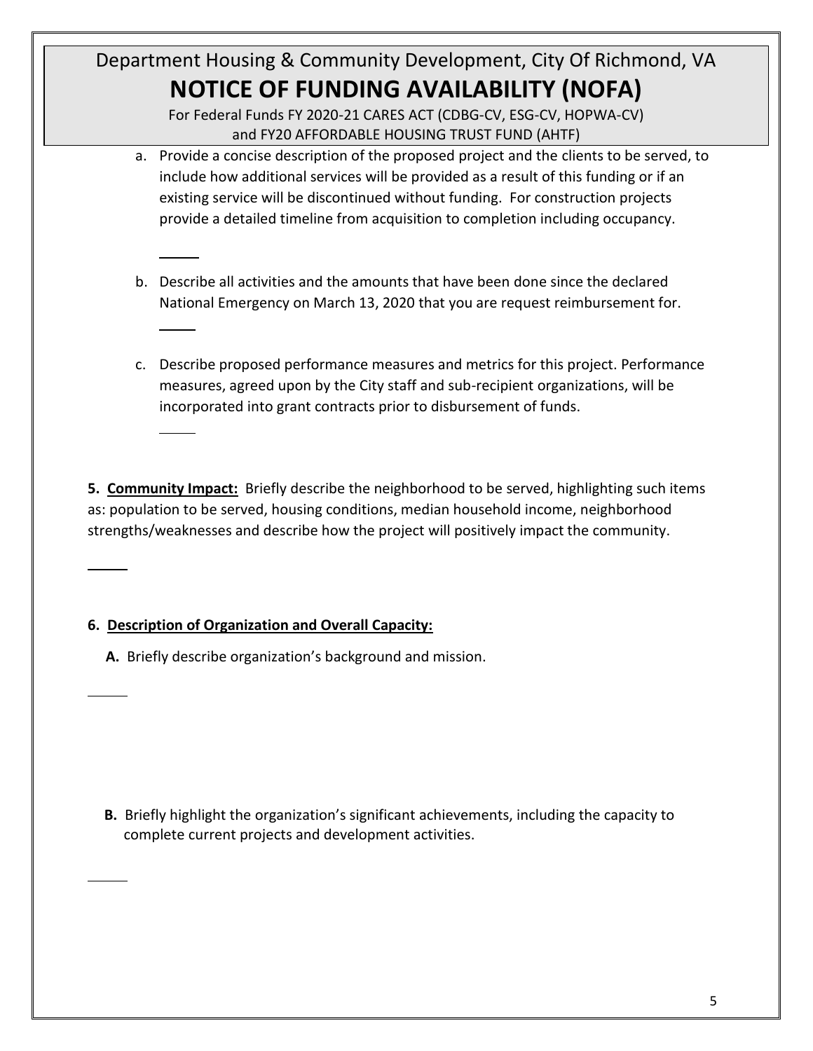a. Provide a concise description of the proposed project and the clients to be served, to include how additional services will be provided as a result of this funding or if an existing service will be discontinued without funding. For construction projects provide a detailed timeline from acquisition to completion including occupancy.

b. Describe all activities and the amounts that have been done since the declared National Emergency on March 13, 2020 that you are request reimbursement for.

c. Describe proposed performance measures and metrics for this project. Performance measures, agreed upon by the City staff and sub-recipient organizations, will be incorporated into grant contracts prior to disbursement of funds.

**5. <u>Community Impact:</u>** Briefly describe the neighborhood to be served, highlighting such items as: population to be served, housing conditions, median household income, neighborhood strengths/weaknesses and describe how the project will positively impact the community.

**6. <u>Description of Organization and Overall Capacity:</u>**

**A.** Briefly describe organization's background and mission.

**B.** Briefly highlight the organization's significant achievements, including the capacity to complete current projects and development activities.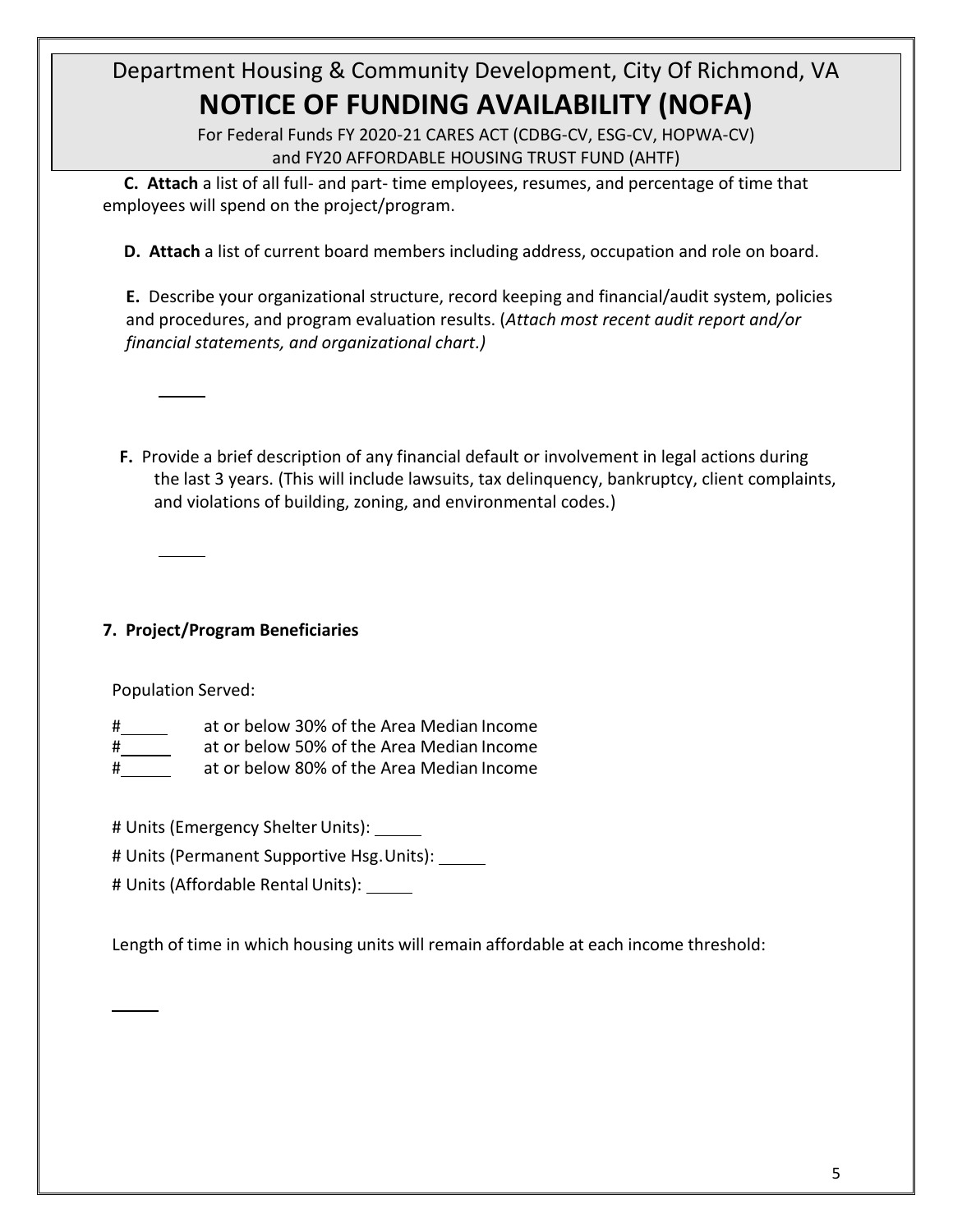**C. Attach** a list of all full- and part- time employees, resumes, and percentage of time that employees will spend on the project/program.

**D. Attach** a list of current board members including address, occupation and role on board.

**E.** Describe your organizational structure, record keeping and financial/audit system, policies and procedures, and program evaluation results. (*Attach most recent audit report and/or financial statements, and organizational chart.)*

\_\_\_\_\_

**F.** Provide a brief description of any financial default or involvement in legal actions during the last 3 years. (This will include lawsuits, tax delinquency, bankruptcy, client complaints, and violations of building, zoning, and environmental codes.)

\_\_\_\_\_

**7. Project/Program Beneficiaries**

Population Served:

#\_\_\_\_\_ at or below 30% of the Area Median Income
#\_\_\_\_\_ at or below 50% of the Area Median Income
#\_\_\_\_\_ at or below 80% of the Area Median Income

# Units (Emergency Shelter Units): \_\_\_\_\_

# Units (Permanent Supportive Hsg. Units): \_\_\_\_\_

# Units (Affordable Rental Units): \_\_\_\_\_

Length of time in which housing units will remain affordable at each income threshold:

\_\_\_\_\_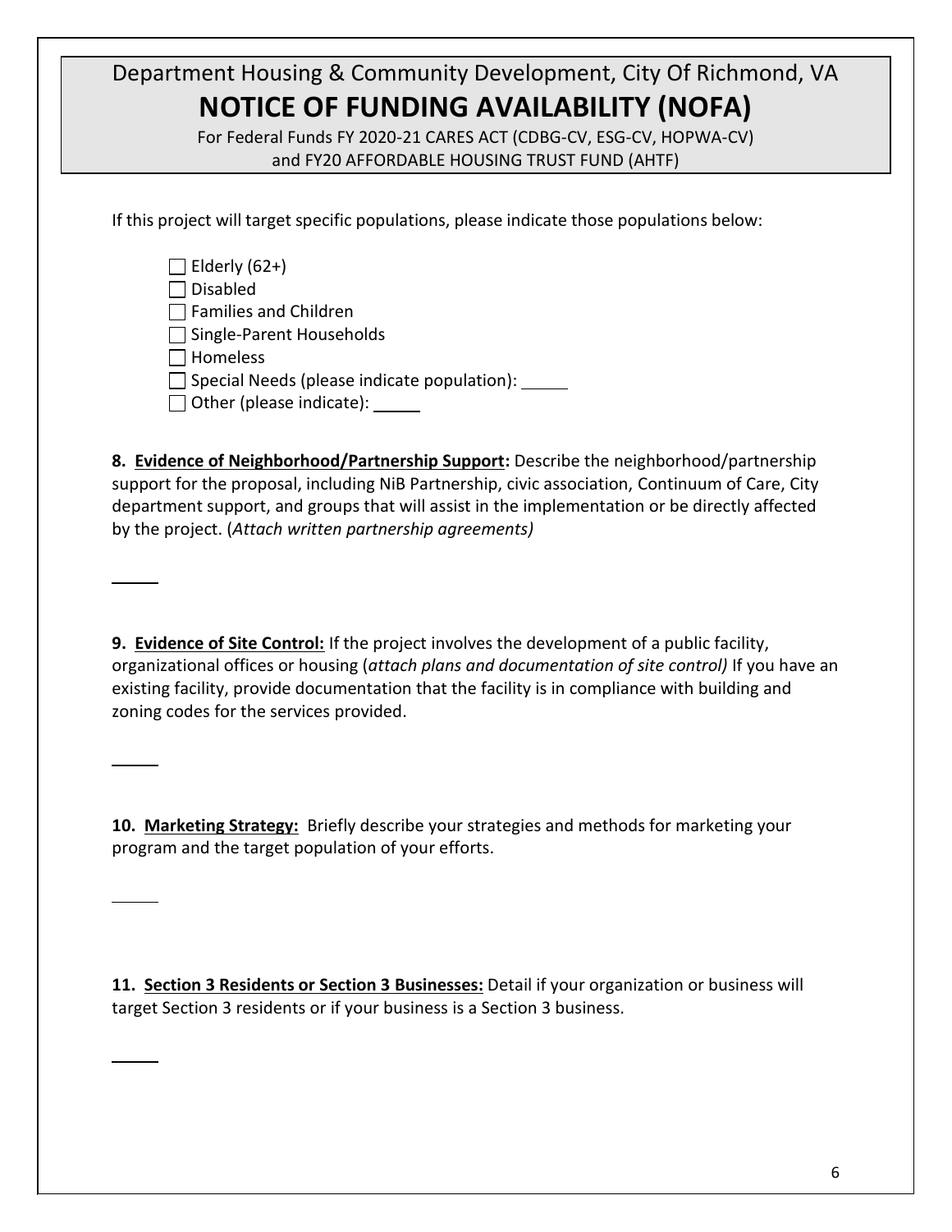Department Housing & Community Development, City Of Richmond, VA

# NOTICE OF FUNDING AVAILABILITY (NOFA)

For Federal Funds FY 2020-21 CARES ACT (CDBG-CV, ESG-CV, HOPWA-CV) and FY20 AFFORDABLE HOUSING TRUST FUND (AHTF)

If this project will target specific populations, please indicate those populations below:

- ☐ Elderly (62+)
- ☐ Disabled
- ☐ Families and Children
- ☐ Single-Parent Households
- ☐ Homeless
- ☐ Special Needs (please indicate population): _____
- ☐ Other (please indicate): _____

**8. Evidence of Neighborhood/Partnership Support:** Describe the neighborhood/partnership support for the proposal, including NiB Partnership, civic association, Continuum of Care, City department support, and groups that will assist in the implementation or be directly affected by the project. (*Attach written partnership agreements)*

_____

**9. Evidence of Site Control:** If the project involves the development of a public facility, organizational offices or housing (*attach plans and documentation of site control)* If you have an existing facility, provide documentation that the facility is in compliance with building and zoning codes for the services provided.

_____

**10. Marketing Strategy:** Briefly describe your strategies and methods for marketing your program and the target population of your efforts.

_____

**11. Section 3 Residents or Section 3 Businesses:** Detail if your organization or business will target Section 3 residents or if your business is a Section 3 business.

_____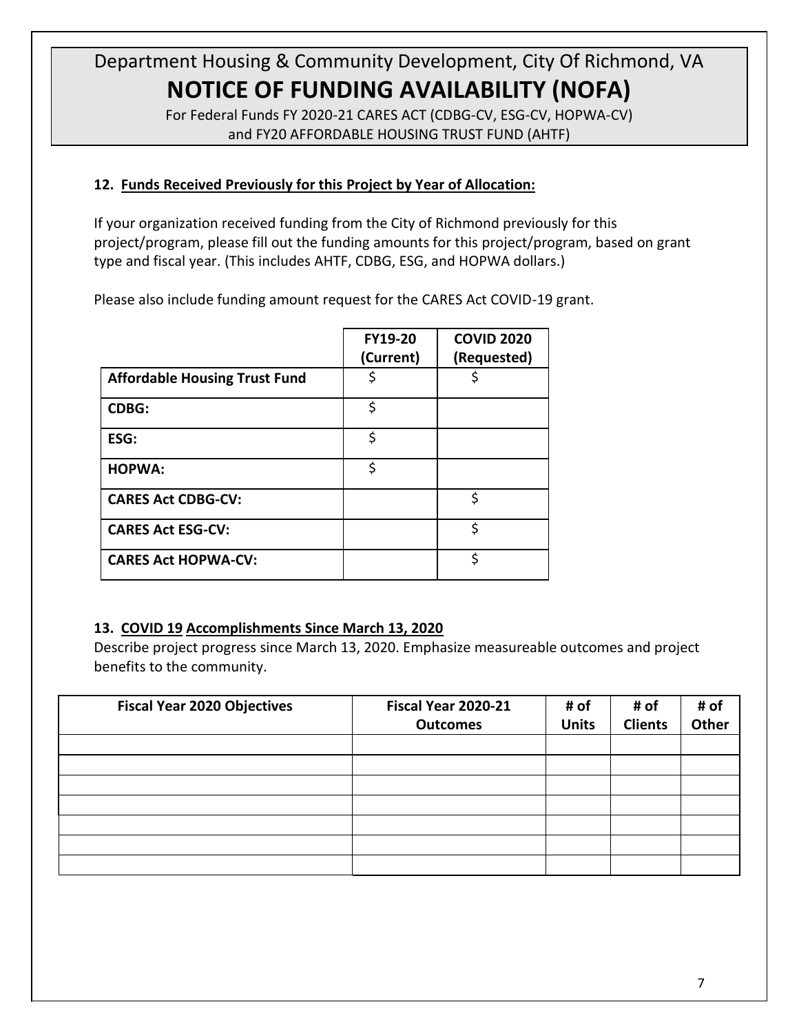Department Housing & Community Development, City Of Richmond, VA

# NOTICE OF FUNDING AVAILABILITY (NOFA)

For Federal Funds FY 2020-21 CARES ACT (CDBG-CV, ESG-CV, HOPWA-CV) and FY20 AFFORDABLE HOUSING TRUST FUND (AHTF)

### 12. Funds Received Previously for this Project by Year of Allocation:

If your organization received funding from the City of Richmond previously for this project/program, please fill out the funding amounts for this project/program, based on grant type and fiscal year. (This includes AHTF, CDBG, ESG, and HOPWA dollars.)

Please also include funding amount request for the CARES Act COVID-19 grant.

| | FY19-20 (Current) | COVID 2020 (Requested) |
|---|---|---|
| **Affordable Housing Trust Fund** | $ | $ |
| **CDBG:** | $ | |
| **ESG:** | $ | |
| **HOPWA:** | $ | |
| **CARES Act CDBG-CV:** | | $ |
| **CARES Act ESG-CV:** | | $ |
| **CARES Act HOPWA-CV:** | | $ |

### 13. COVID 19 Accomplishments Since March 13, 2020

Describe project progress since March 13, 2020. Emphasize measureable outcomes and project benefits to the community.

| Fiscal Year 2020 Objectives | Fiscal Year 2020-21 Outcomes | # of Units | # of Clients | # of Other |
|---|---|---|---|---|
| | | | | |
| | | | | |
| | | | | |
| | | | | |
| | | | | |
| | | | | |
| | | | | |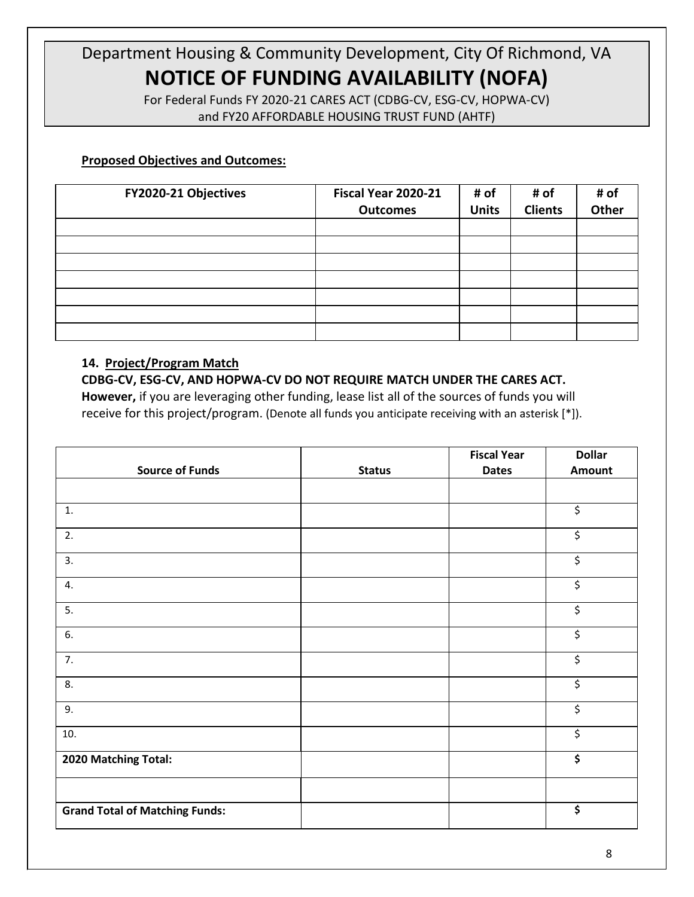# Department Housing & Community Development, City Of Richmond, VA

# NOTICE OF FUNDING AVAILABILITY (NOFA)

For Federal Funds FY 2020-21 CARES ACT (CDBG-CV, ESG-CV, HOPWA-CV) and FY20 AFFORDABLE HOUSING TRUST FUND (AHTF)

**Proposed Objectives and Outcomes:**

| FY2020-21 Objectives | Fiscal Year 2020-21 Outcomes | # of Units | # of Clients | # of Other |
|---|---|---|---|---|
| | | | | |
| | | | | |
| | | | | |
| | | | | |
| | | | | |
| | | | | |
| | | | | |

**14. Project/Program Match**

**CDBG-CV, ESG-CV, AND HOPWA-CV DO NOT REQUIRE MATCH UNDER THE CARES ACT.**
**However,** if you are leveraging other funding, lease list all of the sources of funds you will receive for this project/program. (Denote all funds you anticipate receiving with an asterisk [*]).

| Source of Funds | Status | Fiscal Year Dates | Dollar Amount |
|---|---|---|---|
| | | | |
| 1. | | | $ |
| 2. | | | $ |
| 3. | | | $ |
| 4. | | | $ |
| 5. | | | $ |
| 6. | | | $ |
| 7. | | | $ |
| 8. | | | $ |
| 9. | | | $ |
| 10. | | | $ |
| **2020 Matching Total:** | | | **$** |
| | | | |
| **Grand Total of Matching Funds:** | | | **$** |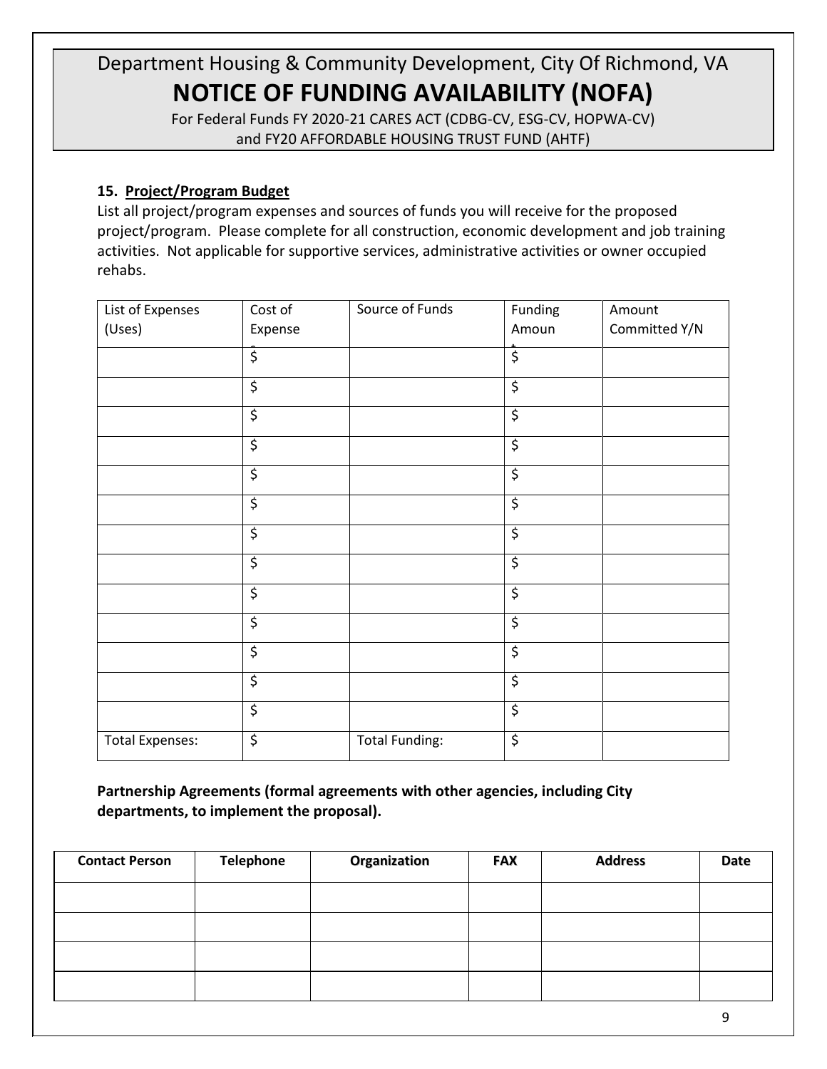# Department Housing & Community Development, City Of Richmond, VA
# NOTICE OF FUNDING AVAILABILITY (NOFA)

For Federal Funds FY 2020-21 CARES ACT (CDBG-CV, ESG-CV, HOPWA-CV) and FY20 AFFORDABLE HOUSING TRUST FUND (AHTF)

**15. Project/Program Budget**

List all project/program expenses and sources of funds you will receive for the proposed project/program. Please complete for all construction, economic development and job training activities. Not applicable for supportive services, administrative activities or owner occupied rehabs.

| List of Expenses (Uses) | Cost of Expenses | Source of Funds | Funding Amount | Amount Committed Y/N |
|---|---|---|---|---|
| | $ | | $ | |
| | $ | | $ | |
| | $ | | $ | |
| | $ | | $ | |
| | $ | | $ | |
| | $ | | $ | |
| | $ | | $ | |
| | $ | | $ | |
| | $ | | $ | |
| | $ | | $ | |
| | $ | | $ | |
| | $ | | $ | |
| | $ | | $ | |
| Total Expenses: | $ | Total Funding: | $ | |

**Partnership Agreements (formal agreements with other agencies, including City departments, to implement the proposal).**

| Contact Person | Telephone | Organization | FAX | Address | Date |
|---|---|---|---|---|---|
| | | | | | |
| | | | | | |
| | | | | | |
| | | | | | |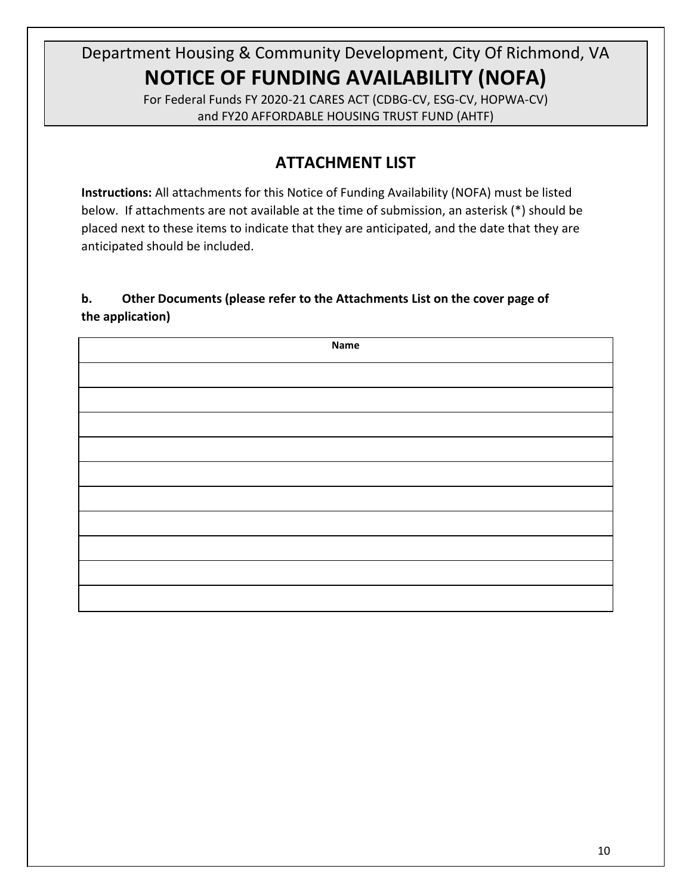Department Housing & Community Development, City Of Richmond, VA

# NOTICE OF FUNDING AVAILABILITY (NOFA)

For Federal Funds FY 2020-21 CARES ACT (CDBG-CV, ESG-CV, HOPWA-CV)
and FY20 AFFORDABLE HOUSING TRUST FUND (AHTF)

## ATTACHMENT LIST

**Instructions:** All attachments for this Notice of Funding Availability (NOFA) must be listed below. If attachments are not available at the time of submission, an asterisk (*) should be placed next to these items to indicate that they are anticipated, and the date that they are anticipated should be included.

**b. Other Documents (please refer to the Attachments List on the cover page of the application)**

| Name |
|---|
| |
| |
| |
| |
| |
| |
| |
| |
| |
| |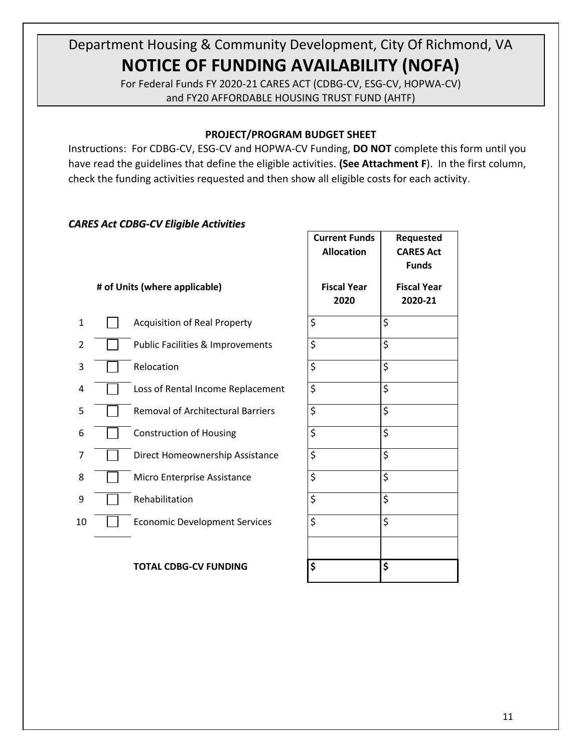# Department Housing & Community Development, City Of Richmond, VA

# NOTICE OF FUNDING AVAILABILITY (NOFA)

For Federal Funds FY 2020-21 CARES ACT (CDBG-CV, ESG-CV, HOPWA-CV) and FY20 AFFORDABLE HOUSING TRUST FUND (AHTF)

**PROJECT/PROGRAM BUDGET SHEET**

Instructions: For CDBG-CV, ESG-CV and HOPWA-CV Funding, **DO NOT** complete this form until you have read the guidelines that define the eligible activities. **(See Attachment F**). In the first column, check the funding activities requested and then show all eligible costs for each activity.

***CARES Act CDBG-CV Eligible Activities***

| | # of Units (where applicable) | | Current Funds Allocation<br>Fiscal Year 2020 | Requested CARES Act Funds<br>Fiscal Year 2020-21 |
|---|---|---|---|---|
| 1 | ☐ | Acquisition of Real Property | $ | $ |
| 2 | ☐ | Public Facilities & Improvements | $ | $ |
| 3 | ☐ | Relocation | $ | $ |
| 4 | ☐ | Loss of Rental Income Replacement | $ | $ |
| 5 | ☐ | Removal of Architectural Barriers | $ | $ |
| 6 | ☐ | Construction of Housing | $ | $ |
| 7 | ☐ | Direct Homeownership Assistance | $ | $ |
| 8 | ☐ | Micro Enterprise Assistance | $ | $ |
| 9 | ☐ | Rehabilitation | $ | $ |
| 10 | ☐ | Economic Development Services | $ | $ |
| | | | | |
| | | **TOTAL CDBG-CV FUNDING** | **$** | **$** |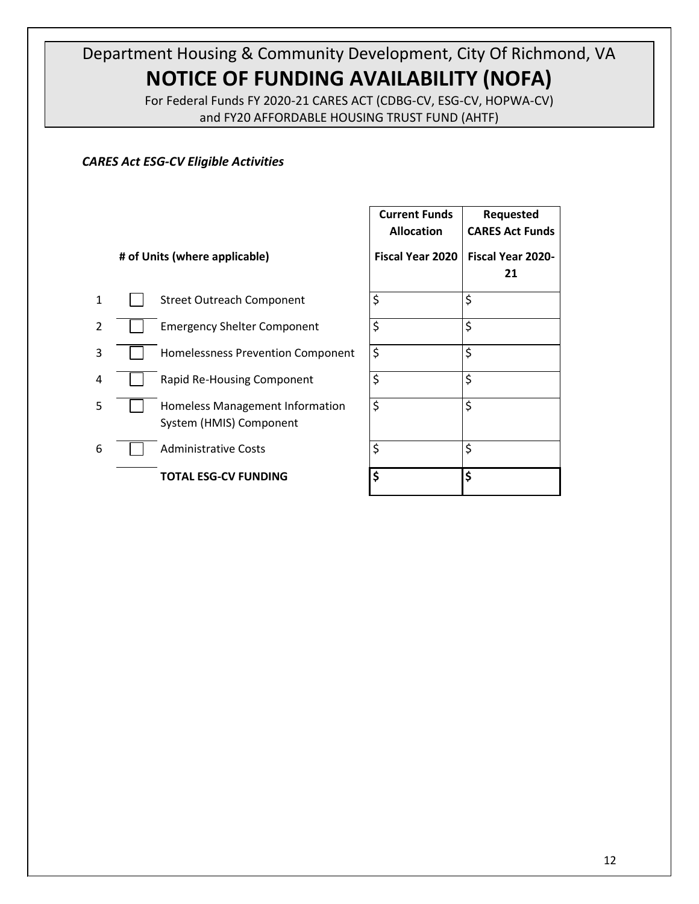# Department Housing & Community Development, City Of Richmond, VA

# NOTICE OF FUNDING AVAILABILITY (NOFA)

For Federal Funds FY 2020-21 CARES ACT (CDBG-CV, ESG-CV, HOPWA-CV)
and FY20 AFFORDABLE HOUSING TRUST FUND (AHTF)

***CARES Act ESG-CV Eligible Activities***

| | # of Units (where applicable) | | Current Funds Allocation<br>Fiscal Year 2020 | Requested CARES Act Funds<br>Fiscal Year 2020-21 |
|---|---|---|---|---|
| 1 | ☐ | Street Outreach Component | $ | $ |
| 2 | ☐ | Emergency Shelter Component | $ | $ |
| 3 | ☐ | Homelessness Prevention Component | $ | $ |
| 4 | ☐ | Rapid Re-Housing Component | $ | $ |
| 5 | ☐ | Homeless Management Information System (HMIS) Component | $ | $ |
| 6 | ☐ | Administrative Costs | $ | $ |
| | | **TOTAL ESG-CV FUNDING** | **$** | **$** |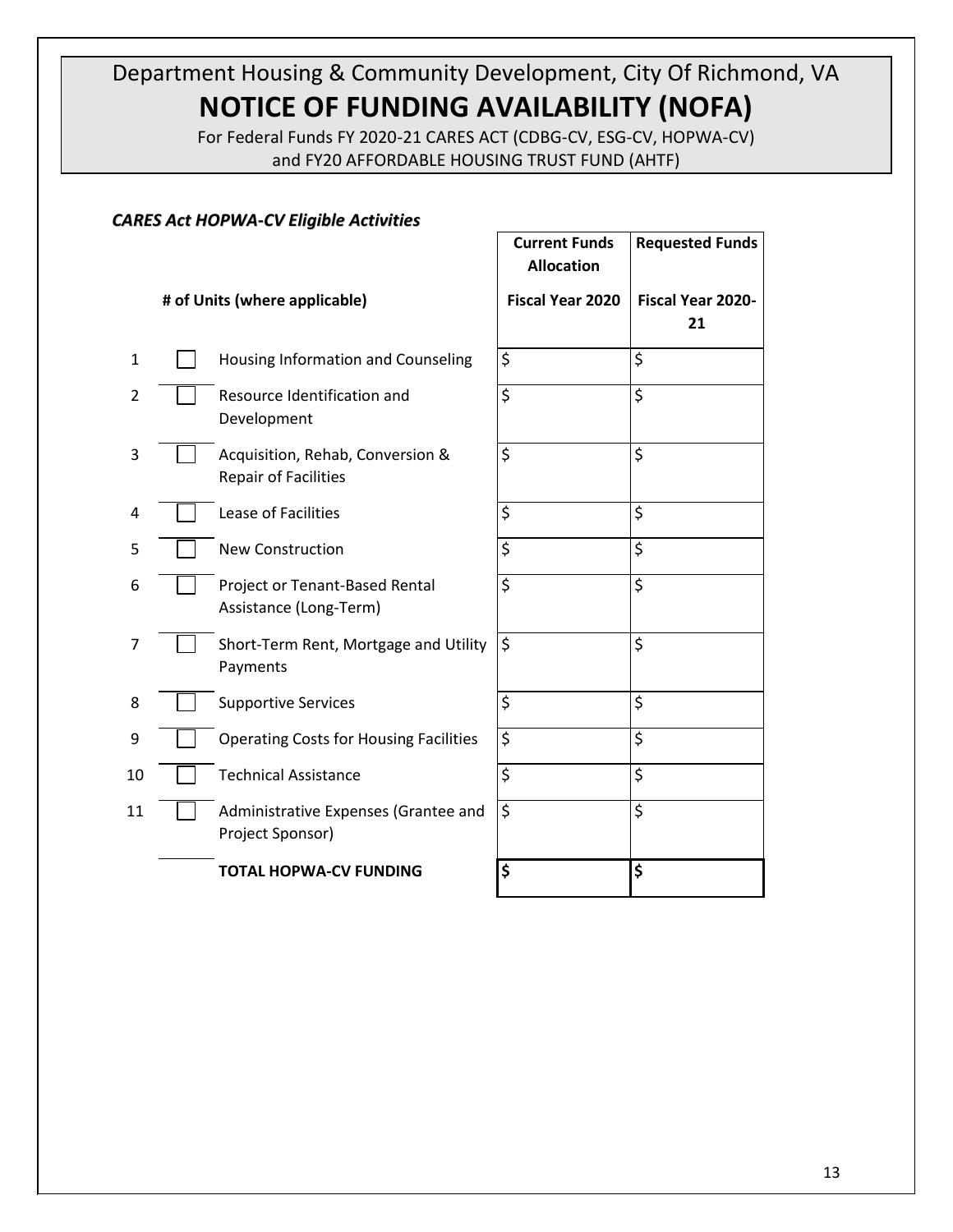# Department Housing & Community Development, City Of Richmond, VA

# NOTICE OF FUNDING AVAILABILITY (NOFA)

For Federal Funds FY 2020-21 CARES ACT (CDBG-CV, ESG-CV, HOPWA-CV) and FY20 AFFORDABLE HOUSING TRUST FUND (AHTF)

***CARES Act HOPWA-CV Eligible Activities***

| | # of Units (where applicable) | | Current Funds Allocation<br>Fiscal Year 2020 | Requested Funds<br>Fiscal Year 2020-21 |
|---|---|---|---|---|
| 1 | | Housing Information and Counseling | $ | $ |
| 2 | | Resource Identification and Development | $ | $ |
| 3 | | Acquisition, Rehab, Conversion & Repair of Facilities | $ | $ |
| 4 | | Lease of Facilities | $ | $ |
| 5 | | New Construction | $ | $ |
| 6 | | Project or Tenant-Based Rental Assistance (Long-Term) | $ | $ |
| 7 | | Short-Term Rent, Mortgage and Utility Payments | $ | $ |
| 8 | | Supportive Services | $ | $ |
| 9 | | Operating Costs for Housing Facilities | $ | $ |
| 10 | | Technical Assistance | $ | $ |
| 11 | | Administrative Expenses (Grantee and Project Sponsor) | $ | $ |
| | | **TOTAL HOPWA-CV FUNDING** | **$** | **$** |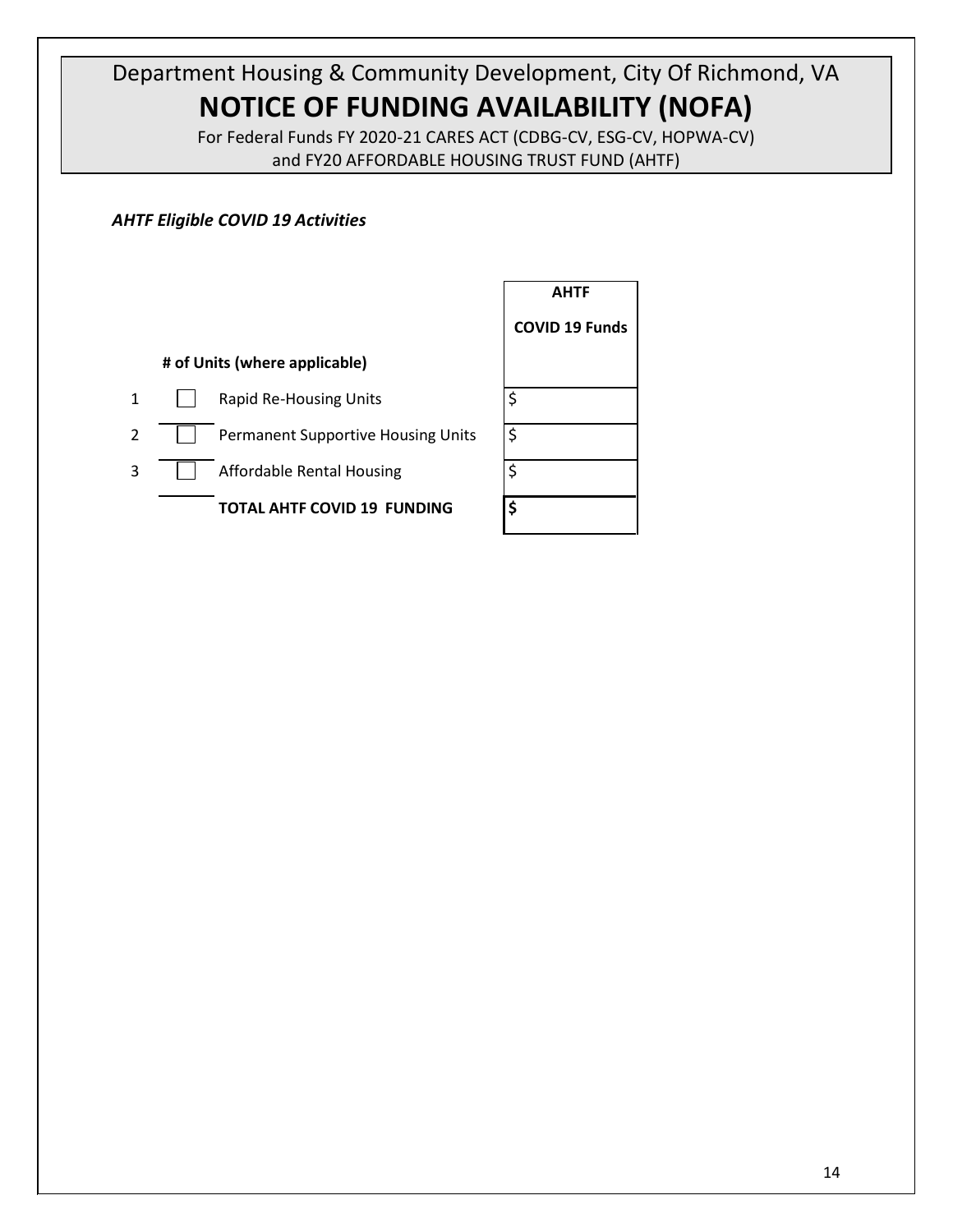Department Housing & Community Development, City Of Richmond, VA

# NOTICE OF FUNDING AVAILABILITY (NOFA)

For Federal Funds FY 2020-21 CARES ACT (CDBG-CV, ESG-CV, HOPWA-CV)
and FY20 AFFORDABLE HOUSING TRUST FUND (AHTF)

***AHTF Eligible COVID 19 Activities***

| | # of Units (where applicable) | | AHTF COVID 19 Funds |
|---|---|---|---|
| 1 | | Rapid Re-Housing Units | $ |
| 2 | | Permanent Supportive Housing Units | $ |
| 3 | | Affordable Rental Housing | $ |
| | | **TOTAL AHTF COVID 19 FUNDING** | **$** |